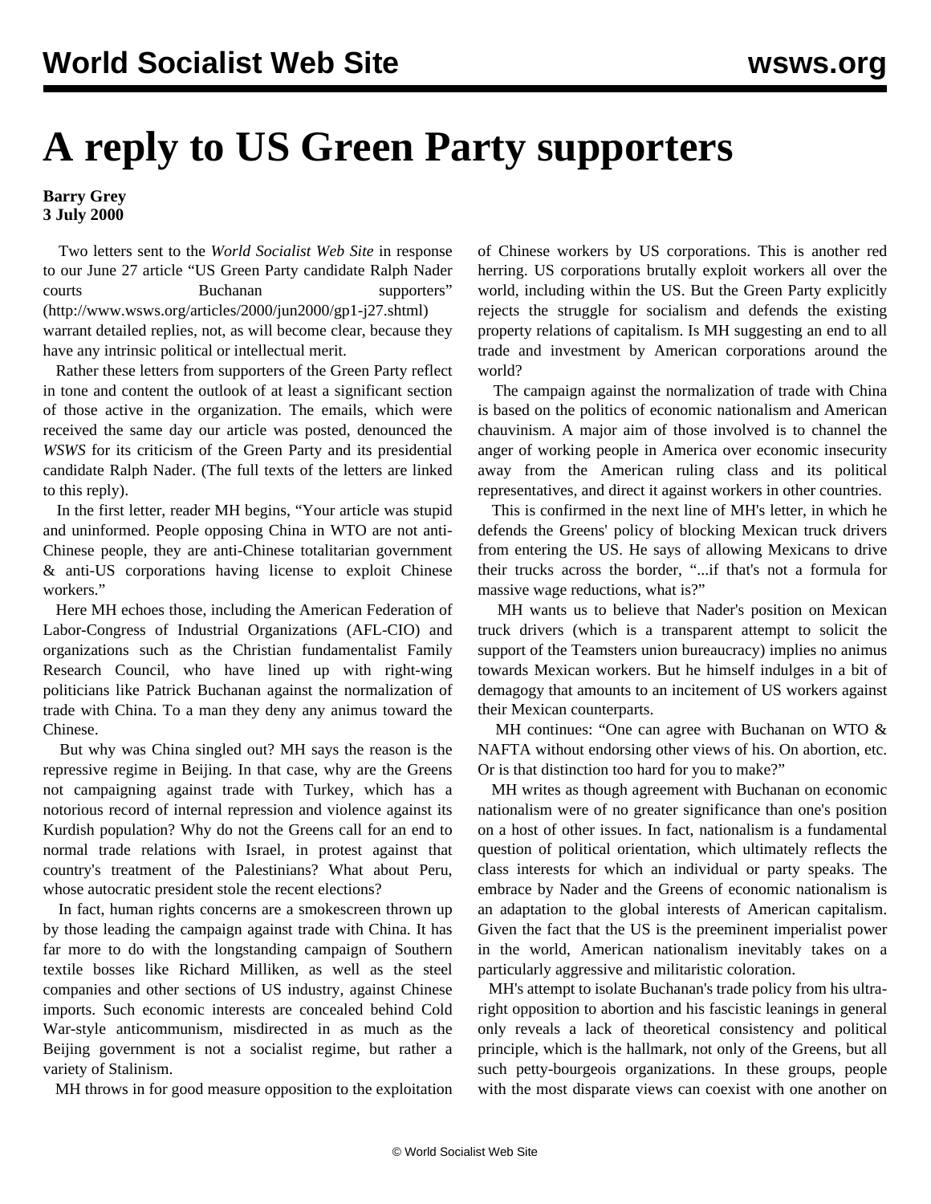# A reply to US Green Party supporters

**Barry Grey**
**3 July 2000**

Two letters sent to the *World Socialist Web Site* in response to our June 27 article "US Green Party candidate Ralph Nader courts Buchanan supporters" (http://www.wsws.org/articles/2000/jun2000/gp1-j27.shtml) warrant detailed replies, not, as will become clear, because they have any intrinsic political or intellectual merit.

Rather these letters from supporters of the Green Party reflect in tone and content the outlook of at least a significant section of those active in the organization. The emails, which were received the same day our article was posted, denounced the *WSWS* for its criticism of the Green Party and its presidential candidate Ralph Nader. (The full texts of the letters are linked to this reply).

In the first letter, reader MH begins, "Your article was stupid and uninformed. People opposing China in WTO are not anti-Chinese people, they are anti-Chinese totalitarian government & anti-US corporations having license to exploit Chinese workers."

Here MH echoes those, including the American Federation of Labor-Congress of Industrial Organizations (AFL-CIO) and organizations such as the Christian fundamentalist Family Research Council, who have lined up with right-wing politicians like Patrick Buchanan against the normalization of trade with China. To a man they deny any animus toward the Chinese.

But why was China singled out? MH says the reason is the repressive regime in Beijing. In that case, why are the Greens not campaigning against trade with Turkey, which has a notorious record of internal repression and violence against its Kurdish population? Why do not the Greens call for an end to normal trade relations with Israel, in protest against that country's treatment of the Palestinians? What about Peru, whose autocratic president stole the recent elections?

In fact, human rights concerns are a smokescreen thrown up by those leading the campaign against trade with China. It has far more to do with the longstanding campaign of Southern textile bosses like Richard Milliken, as well as the steel companies and other sections of US industry, against Chinese imports. Such economic interests are concealed behind Cold War-style anticommunism, misdirected in as much as the Beijing government is not a socialist regime, but rather a variety of Stalinism.

MH throws in for good measure opposition to the exploitation of Chinese workers by US corporations. This is another red herring. US corporations brutally exploit workers all over the world, including within the US. But the Green Party explicitly rejects the struggle for socialism and defends the existing property relations of capitalism. Is MH suggesting an end to all trade and investment by American corporations around the world?

The campaign against the normalization of trade with China is based on the politics of economic nationalism and American chauvinism. A major aim of those involved is to channel the anger of working people in America over economic insecurity away from the American ruling class and its political representatives, and direct it against workers in other countries.

This is confirmed in the next line of MH's letter, in which he defends the Greens' policy of blocking Mexican truck drivers from entering the US. He says of allowing Mexicans to drive their trucks across the border, "...if that's not a formula for massive wage reductions, what is?"

MH wants us to believe that Nader's position on Mexican truck drivers (which is a transparent attempt to solicit the support of the Teamsters union bureaucracy) implies no animus towards Mexican workers. But he himself indulges in a bit of demagogy that amounts to an incitement of US workers against their Mexican counterparts.

MH continues: "One can agree with Buchanan on WTO & NAFTA without endorsing other views of his. On abortion, etc. Or is that distinction too hard for you to make?"

MH writes as though agreement with Buchanan on economic nationalism were of no greater significance than one's position on a host of other issues. In fact, nationalism is a fundamental question of political orientation, which ultimately reflects the class interests for which an individual or party speaks. The embrace by Nader and the Greens of economic nationalism is an adaptation to the global interests of American capitalism. Given the fact that the US is the preeminent imperialist power in the world, American nationalism inevitably takes on a particularly aggressive and militaristic coloration.

MH's attempt to isolate Buchanan's trade policy from his ultra-right opposition to abortion and his fascistic leanings in general only reveals a lack of theoretical consistency and political principle, which is the hallmark, not only of the Greens, but all such petty-bourgeois organizations. In these groups, people with the most disparate views can coexist with one another on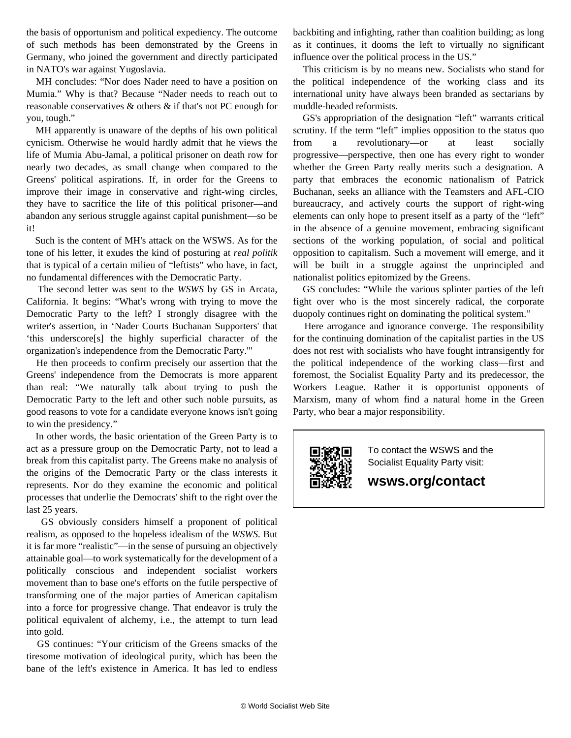the basis of opportunism and political expediency. The outcome of such methods has been demonstrated by the Greens in Germany, who joined the government and directly participated in NATO's war against Yugoslavia.

MH concludes: “Nor does Nader need to have a position on Mumia.” Why is that? Because “Nader needs to reach out to reasonable conservatives & others & if that's not PC enough for you, tough.”

MH apparently is unaware of the depths of his own political cynicism. Otherwise he would hardly admit that he views the life of Mumia Abu-Jamal, a political prisoner on death row for nearly two decades, as small change when compared to the Greens' political aspirations. If, in order for the Greens to improve their image in conservative and right-wing circles, they have to sacrifice the life of this political prisoner—and abandon any serious struggle against capital punishment—so be it!

Such is the content of MH's attack on the WSWS. As for the tone of his letter, it exudes the kind of posturing at *real politik* that is typical of a certain milieu of “leftists” who have, in fact, no fundamental differences with the Democratic Party.

The second letter was sent to the *WSWS* by GS in Arcata, California. It begins: “What's wrong with trying to move the Democratic Party to the left? I strongly disagree with the writer's assertion, in ‘Nader Courts Buchanan Supporters' that ‘this underscore[s] the highly superficial character of the organization's independence from the Democratic Party.''”

He then proceeds to confirm precisely our assertion that the Greens' independence from the Democrats is more apparent than real: “We naturally talk about trying to push the Democratic Party to the left and other such noble pursuits, as good reasons to vote for a candidate everyone knows isn't going to win the presidency.”

In other words, the basic orientation of the Green Party is to act as a pressure group on the Democratic Party, not to lead a break from this capitalist party. The Greens make no analysis of the origins of the Democratic Party or the class interests it represents. Nor do they examine the economic and political processes that underlie the Democrats' shift to the right over the last 25 years.

GS obviously considers himself a proponent of political realism, as opposed to the hopeless idealism of the *WSWS.* But it is far more “realistic”—in the sense of pursuing an objectively attainable goal—to work systematically for the development of a politically conscious and independent socialist workers movement than to base one's efforts on the futile perspective of transforming one of the major parties of American capitalism into a force for progressive change. That endeavor is truly the political equivalent of alchemy, i.e., the attempt to turn lead into gold.

GS continues: “Your criticism of the Greens smacks of the tiresome motivation of ideological purity, which has been the bane of the left's existence in America. It has led to endless backbiting and infighting, rather than coalition building; as long as it continues, it dooms the left to virtually no significant influence over the political process in the US.”

This criticism is by no means new. Socialists who stand for the political independence of the working class and its international unity have always been branded as sectarians by muddle-headed reformists.

GS's appropriation of the designation “left” warrants critical scrutiny. If the term “left” implies opposition to the status quo from a revolutionary—or at least socially progressive—perspective, then one has every right to wonder whether the Green Party really merits such a designation. A party that embraces the economic nationalism of Patrick Buchanan, seeks an alliance with the Teamsters and AFL-CIO bureaucracy, and actively courts the support of right-wing elements can only hope to present itself as a party of the “left” in the absence of a genuine movement, embracing significant sections of the working population, of social and political opposition to capitalism. Such a movement will emerge, and it will be built in a struggle against the unprincipled and nationalist politics epitomized by the Greens.

GS concludes: “While the various splinter parties of the left fight over who is the most sincerely radical, the corporate duopoly continues right on dominating the political system.”

Here arrogance and ignorance converge. The responsibility for the continuing domination of the capitalist parties in the US does not rest with socialists who have fought intransigently for the political independence of the working class—first and foremost, the Socialist Equality Party and its predecessor, the Workers League. Rather it is opportunist opponents of Marxism, many of whom find a natural home in the Green Party, who bear a major responsibility.

To contact the WSWS and the Socialist Equality Party visit:

**wsws.org/contact**